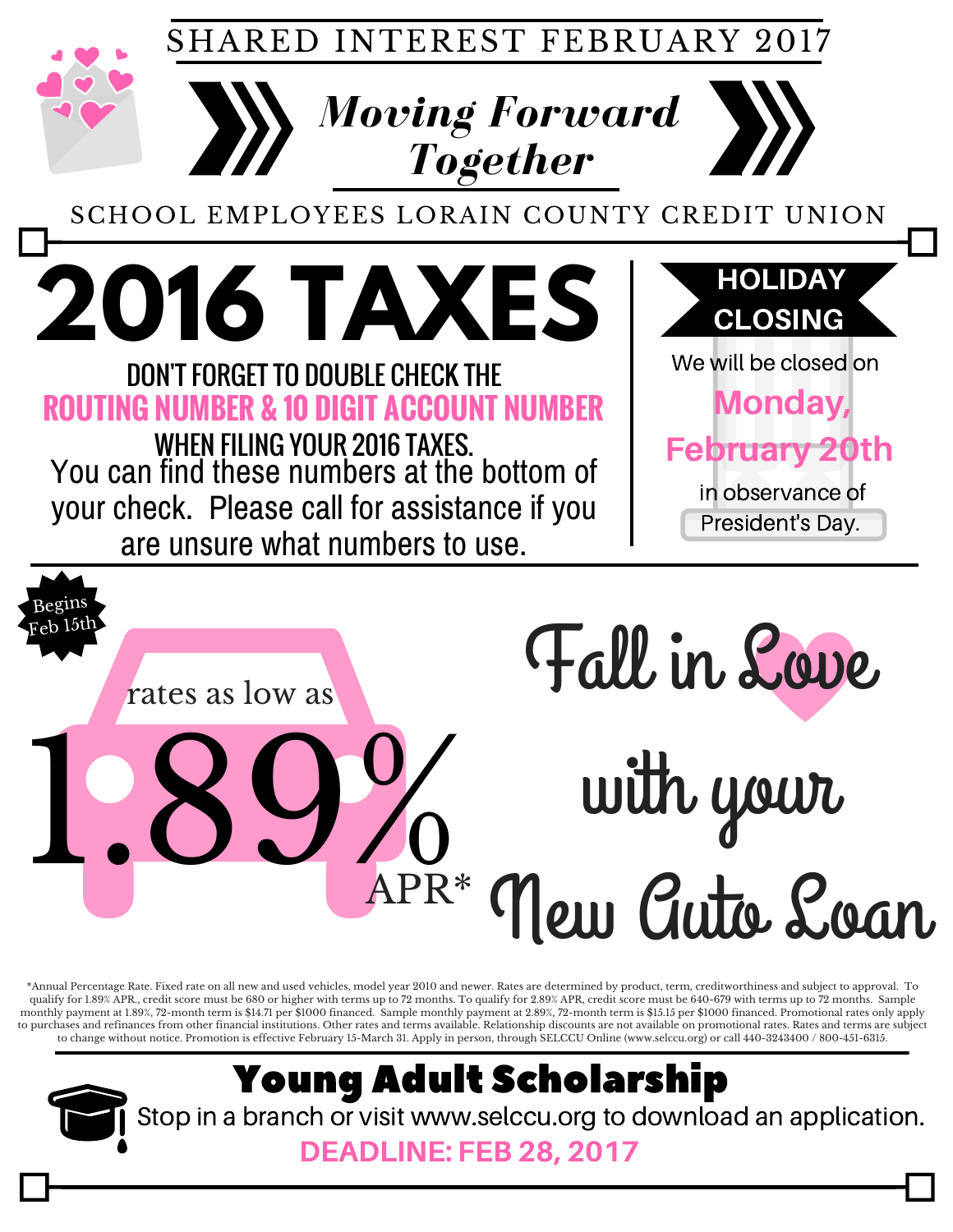SHARED INTEREST FEBRUARY 2017

# *Moving Forward Together*

SCHOOL EMPLOYEES LORAIN COUNTY CREDIT UNION

## 2016 TAXES

**DON'T FORGET TO DOUBLE CHECK THE**
**ROUTING NUMBER & 10 DIGIT ACCOUNT NUMBER**
**WHEN FILING YOUR 2016 TAXES.**

You can find these numbers at the bottom of your check. Please call for assistance if you are unsure what numbers to use.

## HOLIDAY CLOSING

We will be closed on **Monday, February 20th** in observance of President's Day.

Begins Feb 15th

rates as low as

# 1.89% APR*

## Fall in Love with your New Auto Loan

*Annual Percentage Rate. Fixed rate on all new and used vehicles, model year 2010 and newer. Rates are determined by product, term, creditworthiness and subject to approval. To qualify for 1.89% APR., credit score must be 680 or higher with terms up to 72 months. To qualify for 2.89% APR, credit score must be 640-679 with terms up to 72 months. Sample monthly payment at 1.89%, 72-month term is $14.71 per $1000 financed. Sample monthly payment at 2.89%, 72-month term is $15.15 per $1000 financed. Promotional rates only apply to purchases and refinances from other financial institutions. Other rates and terms available. Relationship discounts are not available on promotional rates. Rates and terms are subject to change without notice. Promotion is effective February 15-March 31. Apply in person, through SELCCU Online (www.selccu.org) or call 440-3243400 / 800-451-6315.

## Young Adult Scholarship

Stop in a branch or visit www.selccu.org to download an application.

**DEADLINE: FEB 28, 2017**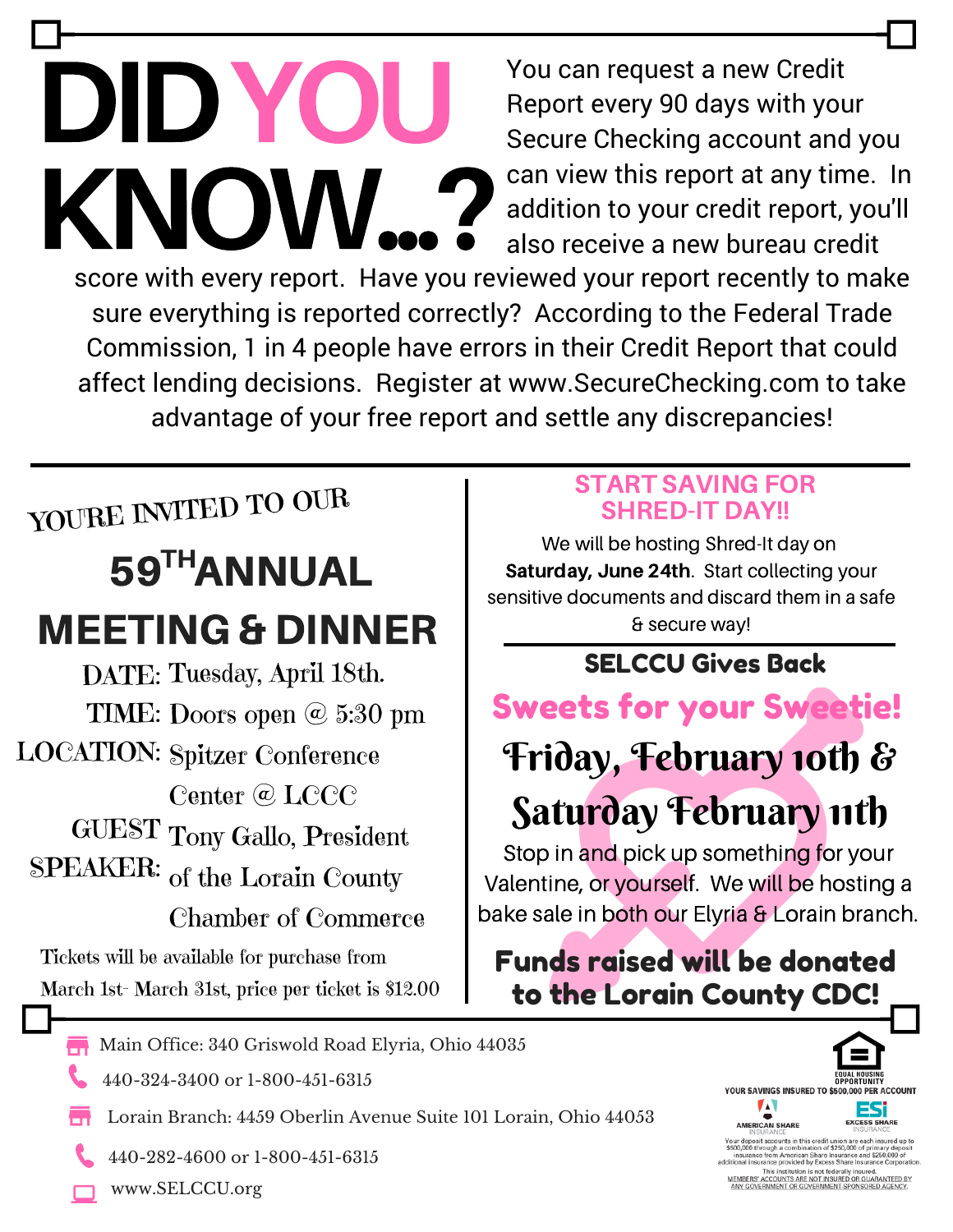# DID YOU KNOW...?

You can request a new Credit Report every 90 days with your Secure Checking account and you can view this report at any time. In addition to your credit report, you'll also receive a new bureau credit score with every report. Have you reviewed your report recently to make sure everything is reported correctly? According to the Federal Trade Commission, 1 in 4 people have errors in their Credit Report that could affect lending decisions. Register at www.SecureChecking.com to take advantage of your free report and settle any discrepancies!

---

YOURE INVITED TO OUR

## 59TH ANNUAL MEETING & DINNER

DATE: Tuesday, April 18th.

TIME: Doors open @ 5:30 pm

LOCATION: Spitzer Conference Center @ LCCC

GUEST SPEAKER: Tony Gallo, President of the Lorain County Chamber of Commerce

Tickets will be available for purchase from March 1st- March 31st, price per ticket is $12.00

## START SAVING FOR SHRED-IT DAY!!

We will be hosting Shred-It day on **Saturday, June 24th**. Start collecting your sensitive documents and discard them in a safe & secure way!

---

### SELCCU Gives Back

## Sweets for your Sweetie!

## Friday, February 10th & Saturday February 11th

Stop in and pick up something for your Valentine, or yourself. We will be hosting a bake sale in both our Elyria & Lorain branch.

**Funds raised will be donated to the Lorain County CDC!**

---

Main Office: 340 Griswold Road Elyria, Ohio 44035

440-324-3400 or 1-800-451-6315

Lorain Branch: 4459 Oberlin Avenue Suite 101 Lorain, Ohio 44053

440-282-4600 or 1-800-451-6315

www.SELCCU.org

EQUAL HOUSING OPPORTUNITY

YOUR SAVINGS INSURED TO $500,000 PER ACCOUNT

AMERICAN SHARE INSURANCE

ESi EXCESS SHARE INSURANCE

Your deposit accounts in this credit union are each insured up to $500,000 through a combination of $250,000 of primary deposit insurance from American Share Insurance and $250,000 of additional insurance provided by Excess Share Insurance Corporation.

This institution is not federally insured.

MEMBERS' ACCOUNTS ARE NOT INSURED OR GUARANTEED BY ANY GOVERNMENT OR GOVERNMENT-SPONSORED AGENCY.